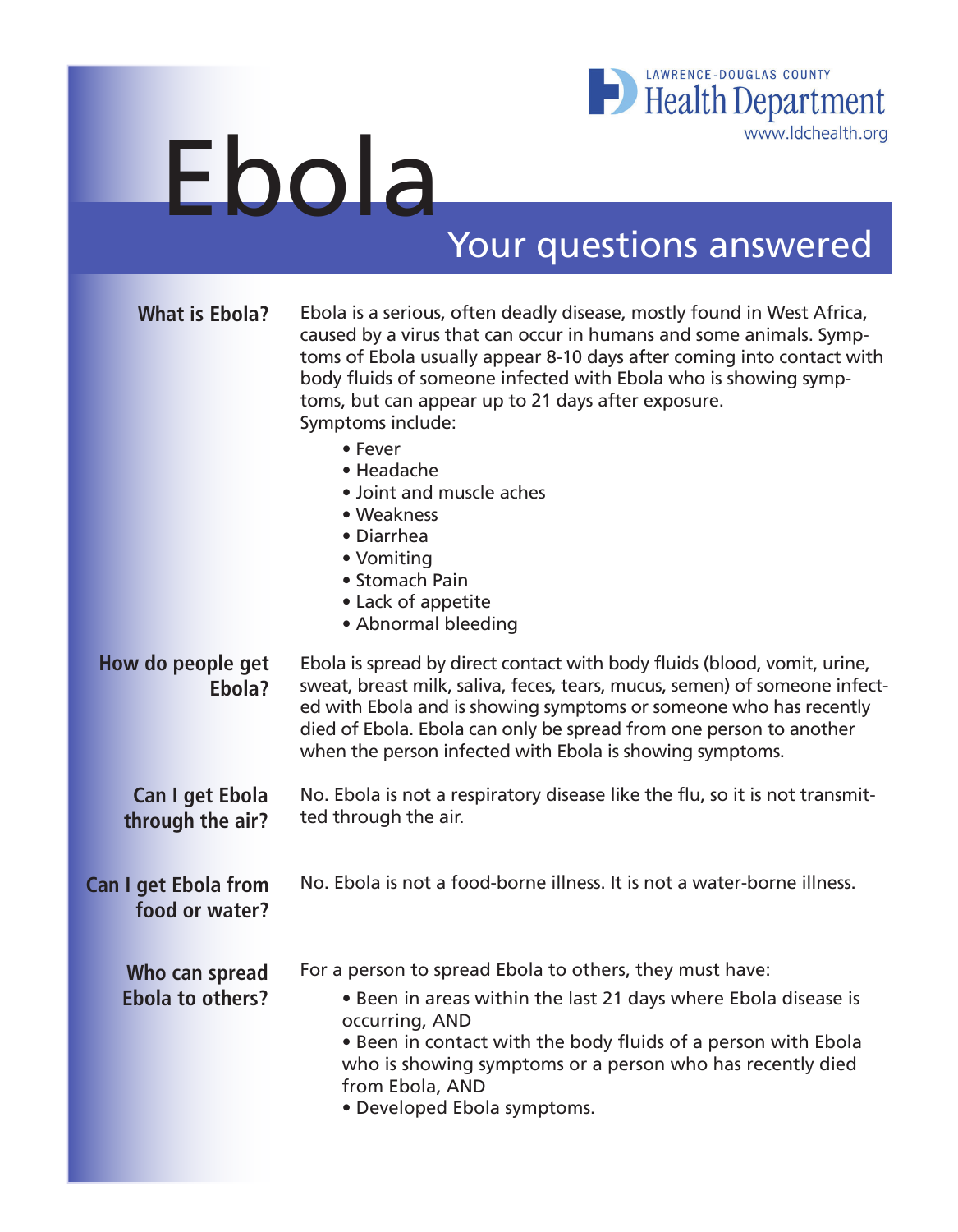LAWRENCE-DOUGLAS COUNTY
Health Department
www.ldchealth.org

# Ebola

## Your questions answered

### What is Ebola?

Ebola is a serious, often deadly disease, mostly found in West Africa, caused by a virus that can occur in humans and some animals. Symptoms of Ebola usually appear 8-10 days after coming into contact with body fluids of someone infected with Ebola who is showing symptoms, but can appear up to 21 days after exposure.
Symptoms include:

- Fever
- Headache
- Joint and muscle aches
- Weakness
- Diarrhea
- Vomiting
- Stomach Pain
- Lack of appetite
- Abnormal bleeding

### How do people get Ebola?

Ebola is spread by direct contact with body fluids (blood, vomit, urine, sweat, breast milk, saliva, feces, tears, mucus, semen) of someone infected with Ebola and is showing symptoms or someone who has recently died of Ebola. Ebola can only be spread from one person to another when the person infected with Ebola is showing symptoms.

### Can I get Ebola through the air?

No. Ebola is not a respiratory disease like the flu, so it is not transmitted through the air.

### Can I get Ebola from food or water?

No. Ebola is not a food-borne illness. It is not a water-borne illness.

### Who can spread Ebola to others?

For a person to spread Ebola to others, they must have:

- Been in areas within the last 21 days where Ebola disease is occurring, AND
- Been in contact with the body fluids of a person with Ebola who is showing symptoms or a person who has recently died from Ebola, AND
- Developed Ebola symptoms.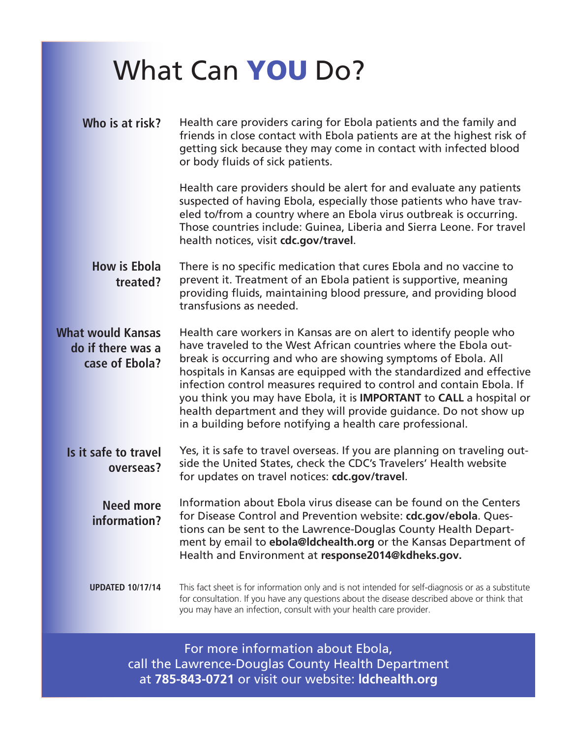# What Can **YOU** Do?

**Who is at risk?**

Health care providers caring for Ebola patients and the family and friends in close contact with Ebola patients are at the highest risk of getting sick because they may come in contact with infected blood or body fluids of sick patients.

Health care providers should be alert for and evaluate any patients suspected of having Ebola, especially those patients who have traveled to/from a country where an Ebola virus outbreak is occurring. Those countries include: Guinea, Liberia and Sierra Leone. For travel health notices, visit **cdc.gov/travel**.

**How is Ebola treated?**

There is no specific medication that cures Ebola and no vaccine to prevent it. Treatment of an Ebola patient is supportive, meaning providing fluids, maintaining blood pressure, and providing blood transfusions as needed.

**What would Kansas do if there was a case of Ebola?**

Health care workers in Kansas are on alert to identify people who have traveled to the West African countries where the Ebola outbreak is occurring and who are showing symptoms of Ebola. All hospitals in Kansas are equipped with the standardized and effective infection control measures required to control and contain Ebola. If you think you may have Ebola, it is **IMPORTANT** to **CALL** a hospital or health department and they will provide guidance. Do not show up in a building before notifying a health care professional.

**Is it safe to travel overseas?**

Yes, it is safe to travel overseas. If you are planning on traveling outside the United States, check the CDC's Travelers' Health website for updates on travel notices: **cdc.gov/travel**.

**Need more information?**

Information about Ebola virus disease can be found on the Centers for Disease Control and Prevention website: **cdc.gov/ebola**. Questions can be sent to the Lawrence-Douglas County Health Department by email to **ebola@ldchealth.org** or the Kansas Department of Health and Environment at **response2014@kdheks.gov.**

**UPDATED 10/17/14**

This fact sheet is for information only and is not intended for self-diagnosis or as a substitute for consultation. If you have any questions about the disease described above or think that you may have an infection, consult with your health care provider.

For more information about Ebola,
call the Lawrence-Douglas County Health Department
at **785-843-0721** or visit our website: **ldchealth.org**